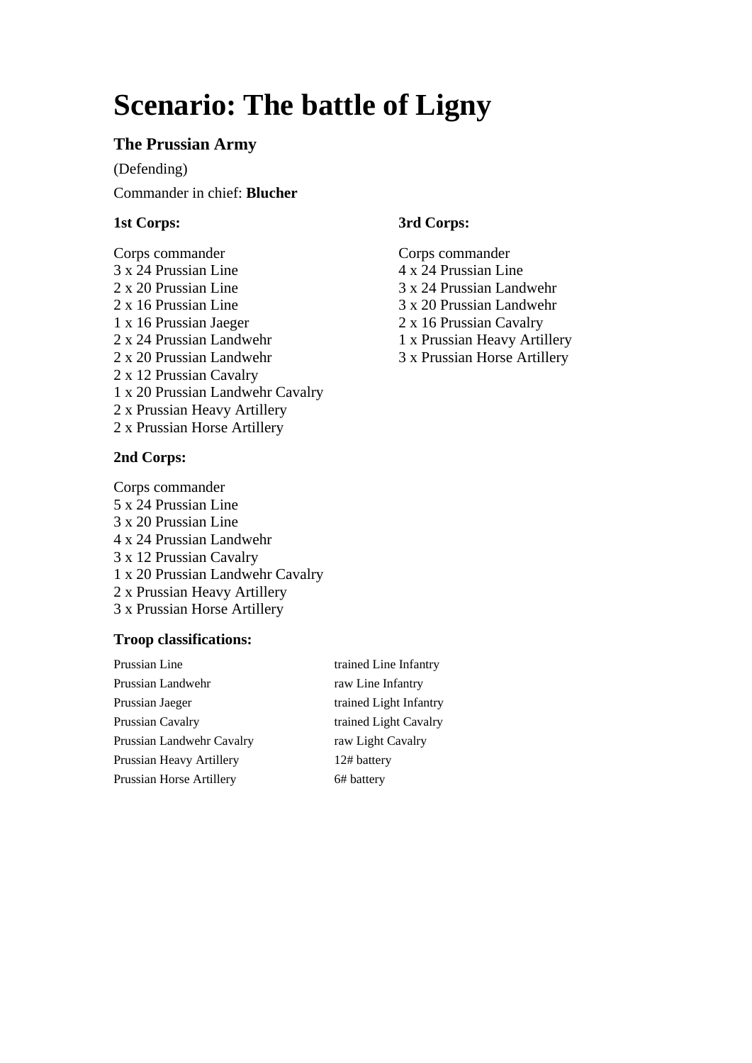# Scenario: The battle of Ligny

## The Prussian Army

(Defending)

Commander in chief: **Blucher**

### 1st Corps:

Corps commander
3 x 24 Prussian Line
2 x 20 Prussian Line
2 x 16 Prussian Line
1 x 16 Prussian Jaeger
2 x 24 Prussian Landwehr
2 x 20 Prussian Landwehr
2 x 12 Prussian Cavalry
1 x 20 Prussian Landwehr Cavalry
2 x Prussian Heavy Artillery
2 x Prussian Horse Artillery

### 2nd Corps:

Corps commander
5 x 24 Prussian Line
3 x 20 Prussian Line
4 x 24 Prussian Landwehr
3 x 12 Prussian Cavalry
1 x 20 Prussian Landwehr Cavalry
2 x Prussian Heavy Artillery
3 x Prussian Horse Artillery

### 3rd Corps:

Corps commander
4 x 24 Prussian Line
3 x 24 Prussian Landwehr
3 x 20 Prussian Landwehr
2 x 16 Prussian Cavalry
1 x Prussian Heavy Artillery
3 x Prussian Horse Artillery

### Troop classifications:

| | |
|---|---|
| Prussian Line | trained Line Infantry |
| Prussian Landwehr | raw Line Infantry |
| Prussian Jaeger | trained Light Infantry |
| Prussian Cavalry | trained Light Cavalry |
| Prussian Landwehr Cavalry | raw Light Cavalry |
| Prussian Heavy Artillery | 12# battery |
| Prussian Horse Artillery | 6# battery |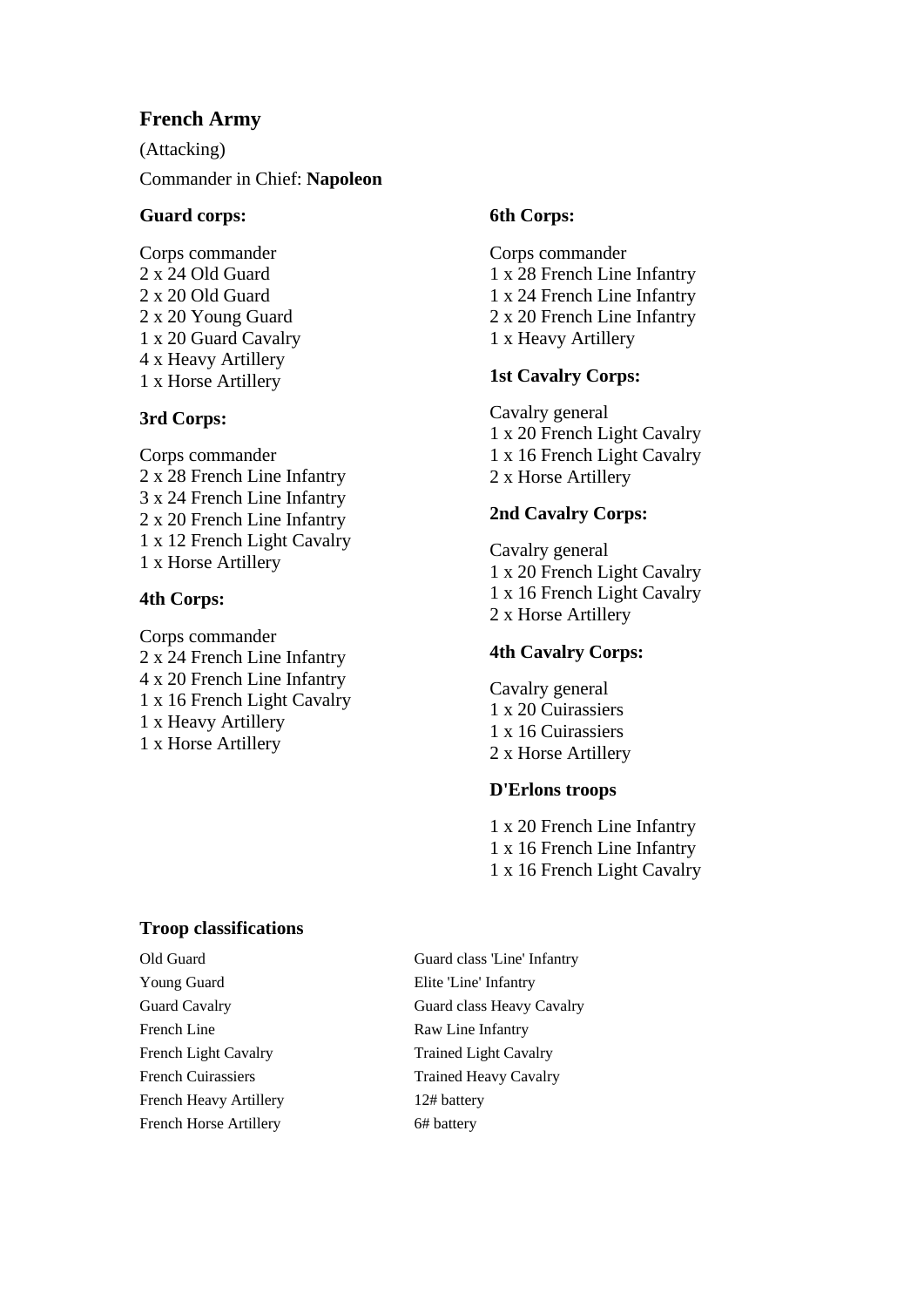## French Army

(Attacking)

Commander in Chief: **Napoleon**

### Guard corps:

Corps commander
2 x 24 Old Guard
2 x 20 Old Guard
2 x 20 Young Guard
1 x 20 Guard Cavalry
4 x Heavy Artillery
1 x Horse Artillery

### 3rd Corps:

Corps commander
2 x 28 French Line Infantry
3 x 24 French Line Infantry
2 x 20 French Line Infantry
1 x 12 French Light Cavalry
1 x Horse Artillery

### 4th Corps:

Corps commander
2 x 24 French Line Infantry
4 x 20 French Line Infantry
1 x 16 French Light Cavalry
1 x Heavy Artillery
1 x Horse Artillery

### 6th Corps:

Corps commander
1 x 28 French Line Infantry
1 x 24 French Line Infantry
2 x 20 French Line Infantry
1 x Heavy Artillery

### 1st Cavalry Corps:

Cavalry general
1 x 20 French Light Cavalry
1 x 16 French Light Cavalry
2 x Horse Artillery

### 2nd Cavalry Corps:

Cavalry general
1 x 20 French Light Cavalry
1 x 16 French Light Cavalry
2 x Horse Artillery

### 4th Cavalry Corps:

Cavalry general
1 x 20 Cuirassiers
1 x 16 Cuirassiers
2 x Horse Artillery

### D'Erlons troops

1 x 20 French Line Infantry
1 x 16 French Line Infantry
1 x 16 French Light Cavalry

### Troop classifications

| | |
|---|---|
| Old Guard | Guard class 'Line' Infantry |
| Young Guard | Elite 'Line' Infantry |
| Guard Cavalry | Guard class Heavy Cavalry |
| French Line | Raw Line Infantry |
| French Light Cavalry | Trained Light Cavalry |
| French Cuirassiers | Trained Heavy Cavalry |
| French Heavy Artillery | 12# battery |
| French Horse Artillery | 6# battery |